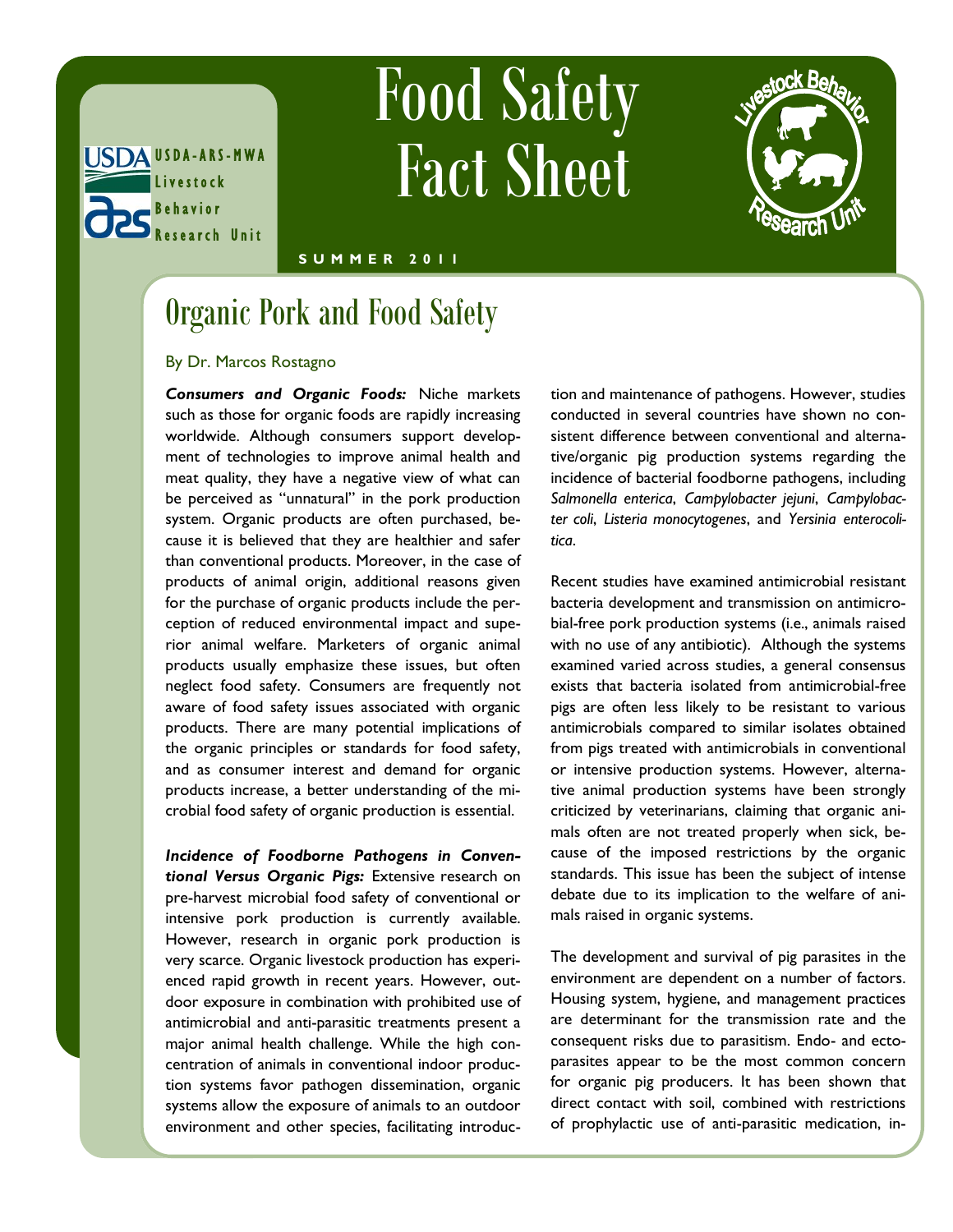USDA-ARS-MWA Livestock Behavior Research Unit

# Food Safety Fact Sheet

SUMMER 2011

## Organic Pork and Food Safety

By Dr. Marcos Rostagno

***Consumers and Organic Foods:*** Niche markets such as those for organic foods are rapidly increasing worldwide. Although consumers support development of technologies to improve animal health and meat quality, they have a negative view of what can be perceived as "unnatural" in the pork production system. Organic products are often purchased, because it is believed that they are healthier and safer than conventional products. Moreover, in the case of products of animal origin, additional reasons given for the purchase of organic products include the perception of reduced environmental impact and superior animal welfare. Marketers of organic animal products usually emphasize these issues, but often neglect food safety. Consumers are frequently not aware of food safety issues associated with organic products. There are many potential implications of the organic principles or standards for food safety, and as consumer interest and demand for organic products increase, a better understanding of the microbial food safety of organic production is essential.

***Incidence of Foodborne Pathogens in Conventional Versus Organic Pigs:*** Extensive research on pre-harvest microbial food safety of conventional or intensive pork production is currently available. However, research in organic pork production is very scarce. Organic livestock production has experienced rapid growth in recent years. However, outdoor exposure in combination with prohibited use of antimicrobial and anti-parasitic treatments present a major animal health challenge. While the high concentration of animals in conventional indoor production systems favor pathogen dissemination, organic systems allow the exposure of animals to an outdoor environment and other species, facilitating introduction and maintenance of pathogens. However, studies conducted in several countries have shown no consistent difference between conventional and alternative/organic pig production systems regarding the incidence of bacterial foodborne pathogens, including *Salmonella enterica*, *Campylobacter jejuni*, *Campylobacter coli*, *Listeria monocytogenes*, and *Yersinia enterocolitica*.

Recent studies have examined antimicrobial resistant bacteria development and transmission on antimicrobial-free pork production systems (i.e., animals raised with no use of any antibiotic). Although the systems examined varied across studies, a general consensus exists that bacteria isolated from antimicrobial-free pigs are often less likely to be resistant to various antimicrobials compared to similar isolates obtained from pigs treated with antimicrobials in conventional or intensive production systems. However, alternative animal production systems have been strongly criticized by veterinarians, claiming that organic animals often are not treated properly when sick, because of the imposed restrictions by the organic standards. This issue has been the subject of intense debate due to its implication to the welfare of animals raised in organic systems.

The development and survival of pig parasites in the environment are dependent on a number of factors. Housing system, hygiene, and management practices are determinant for the transmission rate and the consequent risks due to parasitism. Endo- and ectoparasites appear to be the most common concern for organic pig producers. It has been shown that direct contact with soil, combined with restrictions of prophylactic use of anti-parasitic medication, in-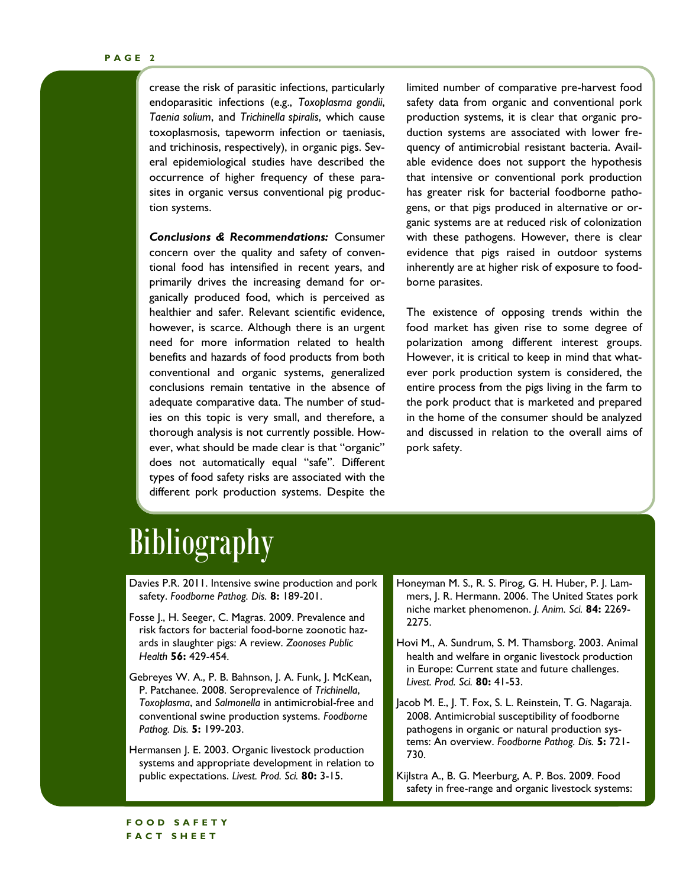crease the risk of parasitic infections, particularly endoparasitic infections (e.g., *Toxoplasma gondii*, *Taenia solium*, and *Trichinella spiralis*, which cause toxoplasmosis, tapeworm infection or taeniasis, and trichinosis, respectively), in organic pigs. Several epidemiological studies have described the occurrence of higher frequency of these parasites in organic versus conventional pig production systems.

***Conclusions & Recommendations:*** Consumer concern over the quality and safety of conventional food has intensified in recent years, and primarily drives the increasing demand for organically produced food, which is perceived as healthier and safer. Relevant scientific evidence, however, is scarce. Although there is an urgent need for more information related to health benefits and hazards of food products from both conventional and organic systems, generalized conclusions remain tentative in the absence of adequate comparative data. The number of studies on this topic is very small, and therefore, a thorough analysis is not currently possible. However, what should be made clear is that "organic" does not automatically equal "safe". Different types of food safety risks are associated with the different pork production systems. Despite the limited number of comparative pre-harvest food safety data from organic and conventional pork production systems, it is clear that organic production systems are associated with lower frequency of antimicrobial resistant bacteria. Available evidence does not support the hypothesis that intensive or conventional pork production has greater risk for bacterial foodborne pathogens, or that pigs produced in alternative or organic systems are at reduced risk of colonization with these pathogens. However, there is clear evidence that pigs raised in outdoor systems inherently are at higher risk of exposure to foodborne parasites.

The existence of opposing trends within the food market has given rise to some degree of polarization among different interest groups. However, it is critical to keep in mind that whatever pork production system is considered, the entire process from the pigs living in the farm to the pork product that is marketed and prepared in the home of the consumer should be analyzed and discussed in relation to the overall aims of pork safety.

# Bibliography

Davies P.R. 2011. Intensive swine production and pork safety. *Foodborne Pathog. Dis.* **8:** 189-201.

Fosse J., H. Seeger, C. Magras. 2009. Prevalence and risk factors for bacterial food-borne zoonotic hazards in slaughter pigs: A review. *Zoonoses Public Health* **56:** 429-454.

Gebreyes W. A., P. B. Bahnson, J. A. Funk, J. McKean, P. Patchanee. 2008. Seroprevalence of *Trichinella*, *Toxoplasma*, and *Salmonella* in antimicrobial-free and conventional swine production systems. *Foodborne Pathog. Dis.* **5:** 199-203.

Hermansen J. E. 2003. Organic livestock production systems and appropriate development in relation to public expectations. *Livest. Prod. Sci.* **80:** 3-15.

Honeyman M. S., R. S. Pirog, G. H. Huber, P. J. Lammers, J. R. Hermann. 2006. The United States pork niche market phenomenon. *J. Anim. Sci.* **84:** 2269-2275.

Hovi M., A. Sundrum, S. M. Thamsborg. 2003. Animal health and welfare in organic livestock production in Europe: Current state and future challenges. *Livest. Prod. Sci.* **80:** 41-53.

Jacob M. E., J. T. Fox, S. L. Reinstein, T. G. Nagaraja. 2008. Antimicrobial susceptibility of foodborne pathogens in organic or natural production systems: An overview. *Foodborne Pathog. Dis.* **5:** 721-730.

Kijlstra A., B. G. Meerburg, A. P. Bos. 2009. Food safety in free-range and organic livestock systems: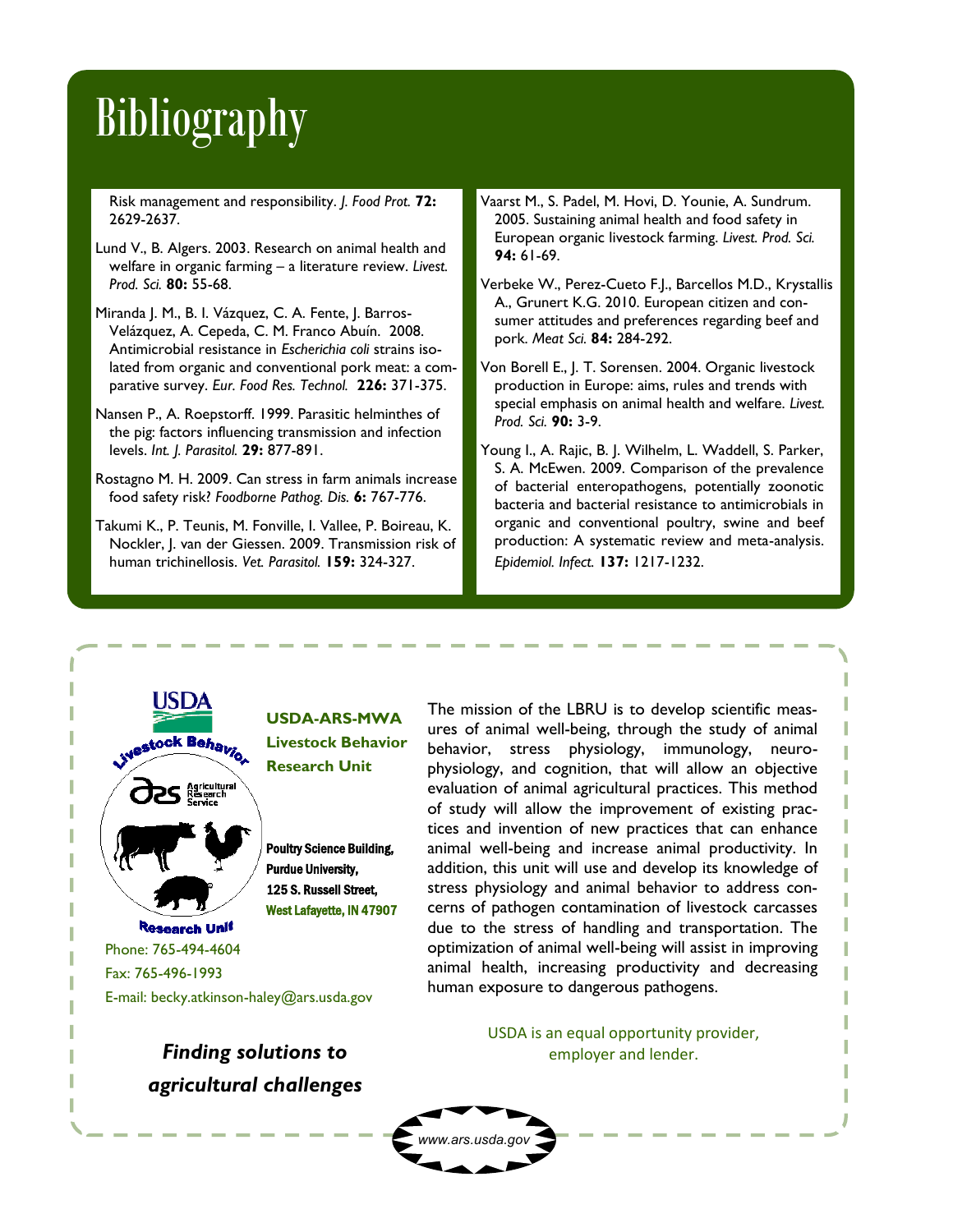# Bibliography

Risk management and responsibility. *J. Food Prot.* **72:** 2629-2637.

Lund V., B. Algers. 2003. Research on animal health and welfare in organic farming – a literature review. *Livest. Prod. Sci.* **80:** 55-68.

Miranda J. M., B. I. Vázquez, C. A. Fente, J. Barros-Velázquez, A. Cepeda, C. M. Franco Abuín. 2008. Antimicrobial resistance in *Escherichia coli* strains isolated from organic and conventional pork meat: a comparative survey. *Eur. Food Res. Technol.* **226:** 371-375.

Nansen P., A. Roepstorff. 1999. Parasitic helminthes of the pig: factors influencing transmission and infection levels. *Int. J. Parasitol.* **29:** 877-891.

Rostagno M. H. 2009. Can stress in farm animals increase food safety risk? *Foodborne Pathog. Dis.* **6:** 767-776.

Takumi K., P. Teunis, M. Fonville, I. Vallee, P. Boireau, K. Nockler, J. van der Giessen. 2009. Transmission risk of human trichinellosis. *Vet. Parasitol.* **159:** 324-327.

Vaarst M., S. Padel, M. Hovi, D. Younie, A. Sundrum. 2005. Sustaining animal health and food safety in European organic livestock farming. *Livest. Prod. Sci.* **94:** 61-69.

Verbeke W., Perez-Cueto F.J., Barcellos M.D., Krystallis A., Grunert K.G. 2010. European citizen and consumer attitudes and preferences regarding beef and pork. *Meat Sci.* **84:** 284-292.

Von Borell E., J. T. Sorensen. 2004. Organic livestock production in Europe: aims, rules and trends with special emphasis on animal health and welfare. *Livest. Prod. Sci.* **90:** 3-9.

Young I., A. Rajic, B. J. Wilhelm, L. Waddell, S. Parker, S. A. McEwen. 2009. Comparison of the prevalence of bacterial enteropathogens, potentially zoonotic bacteria and bacterial resistance to antimicrobials in organic and conventional poultry, swine and beef production: A systematic review and meta-analysis. *Epidemiol. Infect.* **137:** 1217-1232.

---

**USDA-ARS-MWA**
**Livestock Behavior Research Unit**

Poultry Science Building,
Purdue University,
125 S. Russell Street,
West Lafayette, IN 47907

Phone: 765-494-4604
Fax: 765-496-1993
E-mail: becky.atkinson-haley@ars.usda.gov

The mission of the LBRU is to develop scientific measures of animal well-being, through the study of animal behavior, stress physiology, immunology, neurophysiology, and cognition, that will allow an objective evaluation of animal agricultural practices. This method of study will allow the improvement of existing practices and invention of new practices that can enhance animal well-being and increase animal productivity. In addition, this unit will use and develop its knowledge of stress physiology and animal behavior to address concerns of pathogen contamination of livestock carcasses due to the stress of handling and transportation. The optimization of animal well-being will assist in improving animal health, increasing productivity and decreasing human exposure to dangerous pathogens.

***Finding solutions to agricultural challenges***

USDA is an equal opportunity provider, employer and lender.

*www.ars.usda.gov*